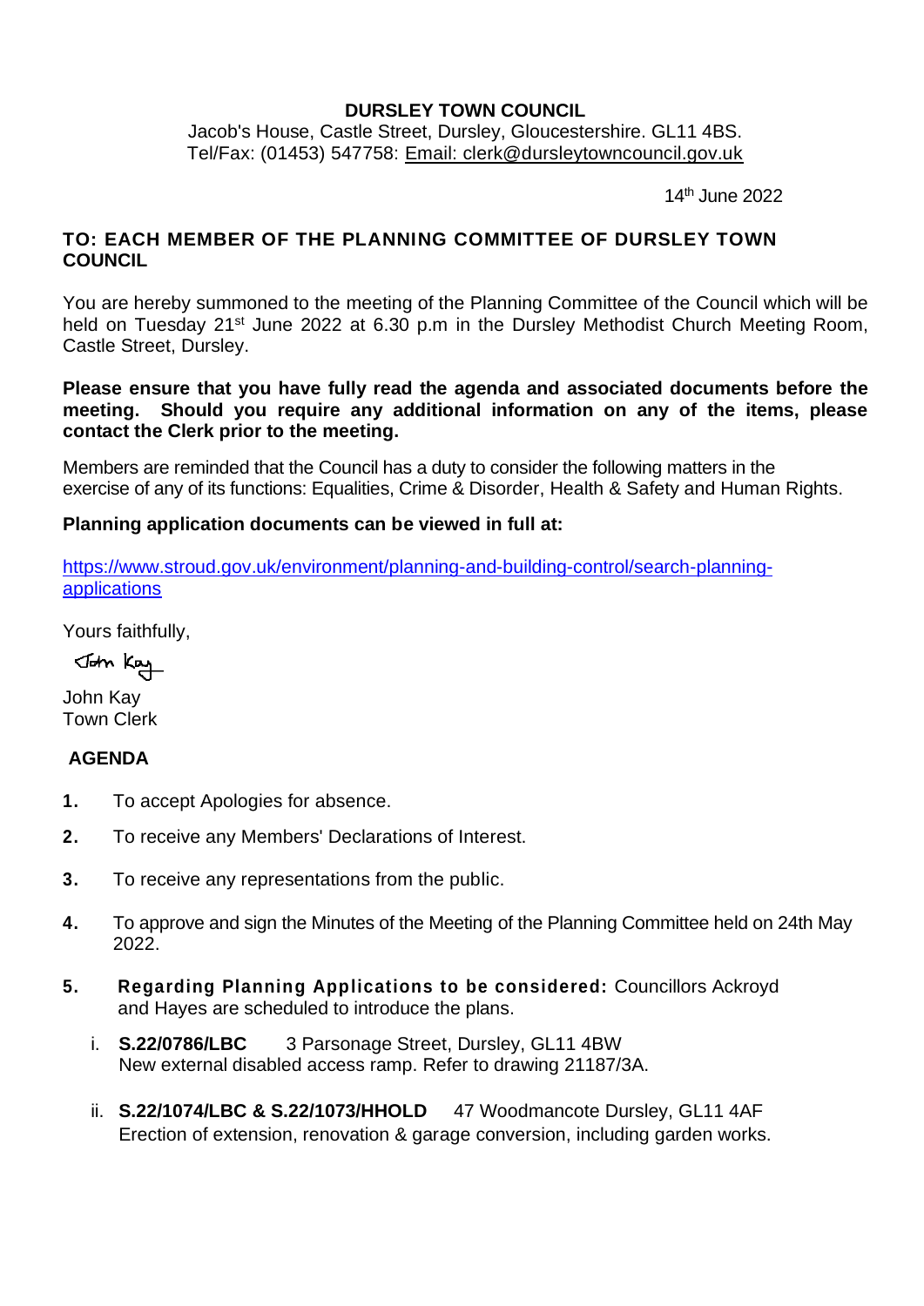**DURSLEY TOWN COUNCIL**

Jacob's House, Castle Street, Dursley, Gloucestershire. GL11 4BS.
Tel/Fax: (01453) 547758: Email: clerk@dursleytowncouncil.gov.uk

14th June 2022

**TO: EACH MEMBER OF THE PLANNING COMMITTEE OF DURSLEY TOWN COUNCIL**

You are hereby summoned to the meeting of the Planning Committee of the Council which will be held on Tuesday 21st June 2022 at 6.30 p.m in the Dursley Methodist Church Meeting Room, Castle Street, Dursley.

**Please ensure that you have fully read the agenda and associated documents before the meeting. Should you require any additional information on any of the items, please contact the Clerk prior to the meeting.**

Members are reminded that the Council has a duty to consider the following matters in the exercise of any of its functions: Equalities, Crime & Disorder, Health & Safety and Human Rights.

**Planning application documents can be viewed in full at:**

https://www.stroud.gov.uk/environment/planning-and-building-control/search-planning-applications

Yours faithfully,

John Kay

John Kay
Town Clerk

**AGENDA**

1. To accept Apologies for absence.
2. To receive any Members' Declarations of Interest.
3. To receive any representations from the public.
4. To approve and sign the Minutes of the Meeting of the Planning Committee held on 24th May 2022.
5. **Regarding Planning Applications to be considered:** Councillors Ackroyd and Hayes are scheduled to introduce the plans.
   i. **S.22/0786/LBC** 3 Parsonage Street, Dursley, GL11 4BW
   New external disabled access ramp. Refer to drawing 21187/3A.
   ii. **S.22/1074/LBC & S.22/1073/HHOLD** 47 Woodmancote Dursley, GL11 4AF
   Erection of extension, renovation & garage conversion, including garden works.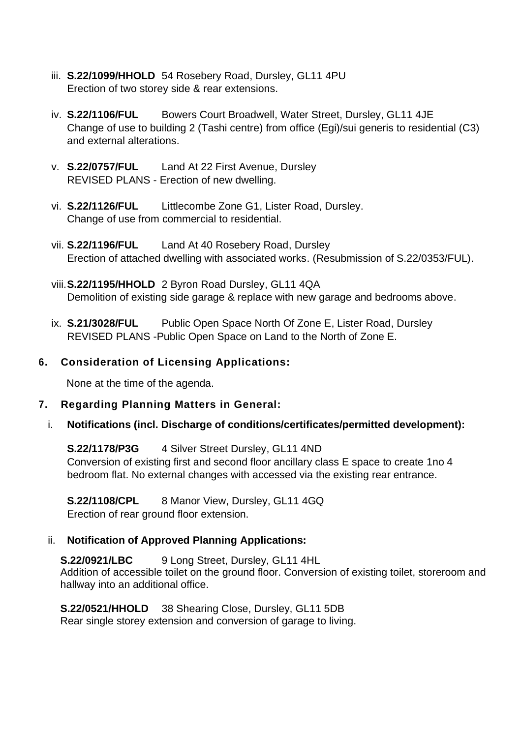iii. **S.22/1099/HHOLD** 54 Rosebery Road, Dursley, GL11 4PU
Erection of two storey side & rear extensions.

iv. **S.22/1106/FUL** Bowers Court Broadwell, Water Street, Dursley, GL11 4JE
Change of use to building 2 (Tashi centre) from office (Egi)/sui generis to residential (C3) and external alterations.

v. **S.22/0757/FUL** Land At 22 First Avenue, Dursley
REVISED PLANS - Erection of new dwelling.

vi. **S.22/1126/FUL** Littlecombe Zone G1, Lister Road, Dursley.
Change of use from commercial to residential.

vii. **S.22/1196/FUL** Land At 40 Rosebery Road, Dursley
Erection of attached dwelling with associated works. (Resubmission of S.22/0353/FUL).

viii. **S.22/1195/HHOLD** 2 Byron Road Dursley, GL11 4QA
Demolition of existing side garage & replace with new garage and bedrooms above.

ix. **S.21/3028/FUL** Public Open Space North Of Zone E, Lister Road, Dursley
REVISED PLANS -Public Open Space on Land to the North of Zone E.

## 6. Consideration of Licensing Applications:

None at the time of the agenda.

## 7. Regarding Planning Matters in General:

i. **Notifications (incl. Discharge of conditions/certificates/permitted development):**

**S.22/1178/P3G** 4 Silver Street Dursley, GL11 4ND
Conversion of existing first and second floor ancillary class E space to create 1no 4 bedroom flat. No external changes with accessed via the existing rear entrance.

**S.22/1108/CPL** 8 Manor View, Dursley, GL11 4GQ
Erection of rear ground floor extension.

ii. **Notification of Approved Planning Applications:**

**S.22/0921/LBC** 9 Long Street, Dursley, GL11 4HL
Addition of accessible toilet on the ground floor. Conversion of existing toilet, storeroom and hallway into an additional office.

**S.22/0521/HHOLD** 38 Shearing Close, Dursley, GL11 5DB
Rear single storey extension and conversion of garage to living.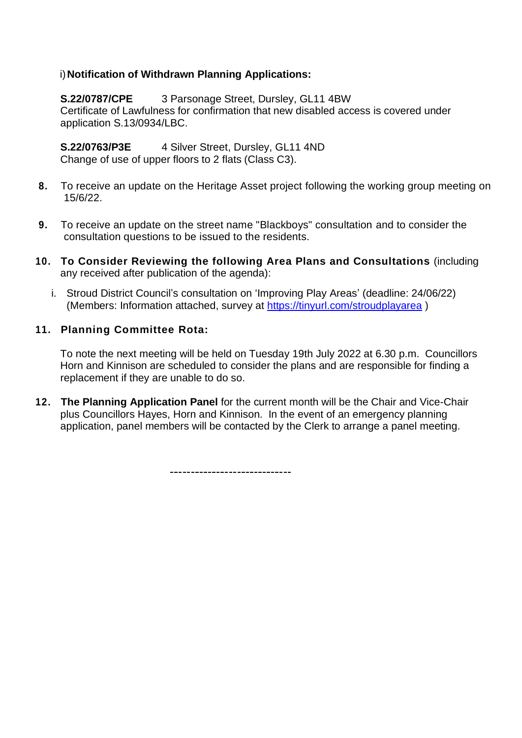i) **Notification of Withdrawn Planning Applications:**

**S.22/0787/CPE** 3 Parsonage Street, Dursley, GL11 4BW
Certificate of Lawfulness for confirmation that new disabled access is covered under application S.13/0934/LBC.

**S.22/0763/P3E** 4 Silver Street, Dursley, GL11 4ND
Change of use of upper floors to 2 flats (Class C3).

**8.** To receive an update on the Heritage Asset project following the working group meeting on 15/6/22.

**9.** To receive an update on the street name "Blackboys" consultation and to consider the consultation questions to be issued to the residents.

**10. To Consider Reviewing the following Area Plans and Consultations** (including any received after publication of the agenda):

i. Stroud District Council's consultation on 'Improving Play Areas' (deadline: 24/06/22) (Members: Information attached, survey at [https://tinyurl.com/stroudplayarea](https://tinyurl.com/stroudplayarea) )

**11. Planning Committee Rota:**

To note the next meeting will be held on Tuesday 19th July 2022 at 6.30 p.m. Councillors Horn and Kinnison are scheduled to consider the plans and are responsible for finding a replacement if they are unable to do so.

**12. The Planning Application Panel** for the current month will be the Chair and Vice-Chair plus Councillors Hayes, Horn and Kinnison. In the event of an emergency planning application, panel members will be contacted by the Clerk to arrange a panel meeting.

-----------------------------